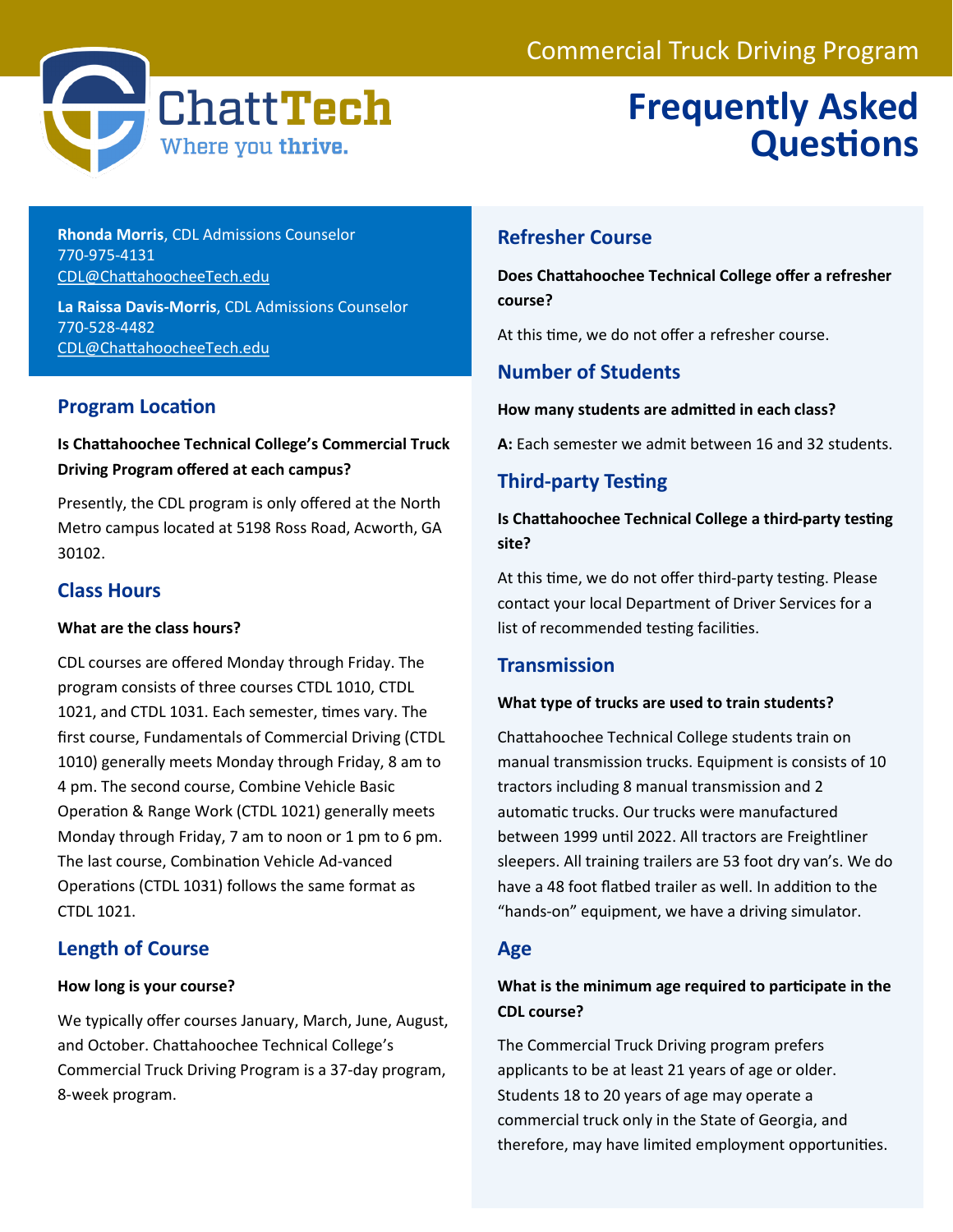Commercial Truck Driving Program

ChattTech
Where you thrive.

# Frequently Asked Questions

**Rhonda Morris**, CDL Admissions Counselor
770-975-4131
CDL@ChattahoocheeTech.edu

**La Raissa Davis-Morris**, CDL Admissions Counselor
770-528-4482
CDL@ChattahoocheeTech.edu

## Program Location

**Is Chattahoochee Technical College's Commercial Truck Driving Program offered at each campus?**

Presently, the CDL program is only offered at the North Metro campus located at 5198 Ross Road, Acworth, GA 30102.

## Class Hours

**What are the class hours?**

CDL courses are offered Monday through Friday. The program consists of three courses CTDL 1010, CTDL 1021, and CTDL 1031. Each semester, times vary. The first course, Fundamentals of Commercial Driving (CTDL 1010) generally meets Monday through Friday, 8 am to 4 pm. The second course, Combine Vehicle Basic Operation & Range Work (CTDL 1021) generally meets Monday through Friday, 7 am to noon or 1 pm to 6 pm. The last course, Combination Vehicle Ad-vanced Operations (CTDL 1031) follows the same format as CTDL 1021.

## Length of Course

**How long is your course?**

We typically offer courses January, March, June, August, and October. Chattahoochee Technical College's Commercial Truck Driving Program is a 37-day program, 8-week program.

## Refresher Course

**Does Chattahoochee Technical College offer a refresher course?**

At this time, we do not offer a refresher course.

## Number of Students

**How many students are admitted in each class?**

**A:** Each semester we admit between 16 and 32 students.

## Third-party Testing

**Is Chattahoochee Technical College a third-party testing site?**

At this time, we do not offer third-party testing. Please contact your local Department of Driver Services for a list of recommended testing facilities.

## Transmission

**What type of trucks are used to train students?**

Chattahoochee Technical College students train on manual transmission trucks. Equipment is consists of 10 tractors including 8 manual transmission and 2 automatic trucks. Our trucks were manufactured between 1999 until 2022. All tractors are Freightliner sleepers. All training trailers are 53 foot dry van's. We do have a 48 foot flatbed trailer as well. In addition to the "hands-on" equipment, we have a driving simulator.

## Age

**What is the minimum age required to participate in the CDL course?**

The Commercial Truck Driving program prefers applicants to be at least 21 years of age or older. Students 18 to 20 years of age may operate a commercial truck only in the State of Georgia, and therefore, may have limited employment opportunities.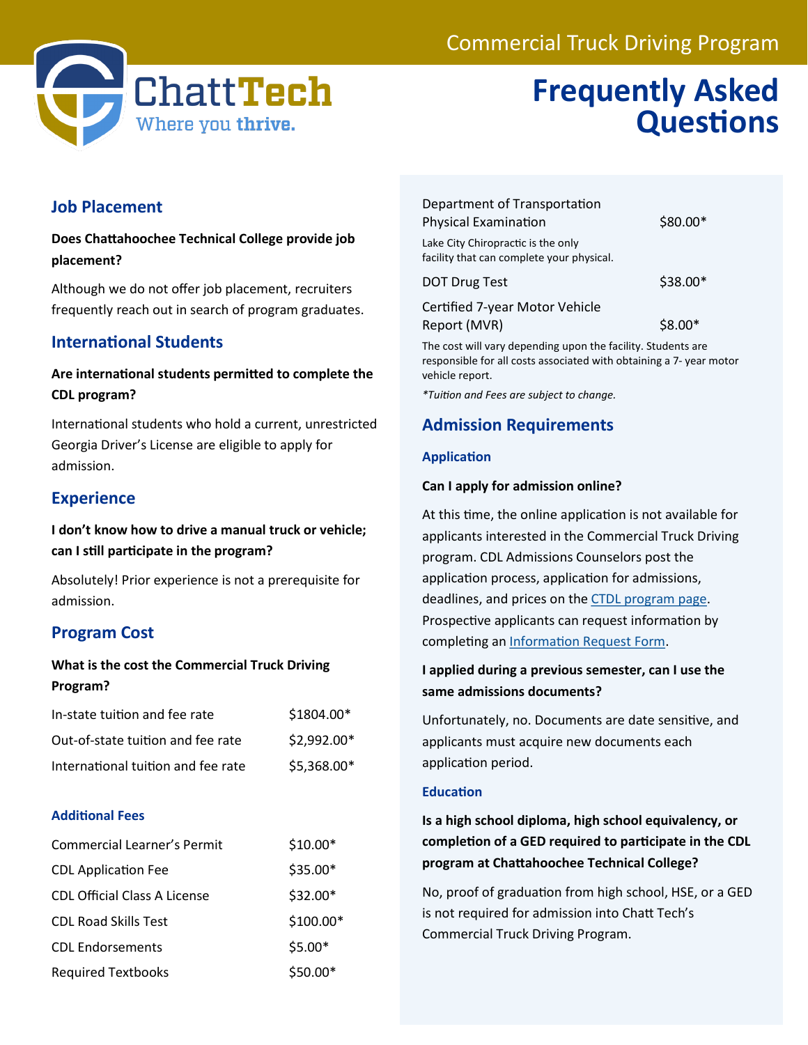# Commercial Truck Driving Program

# Frequently Asked Questions

## Job Placement

**Does Chattahoochee Technical College provide job placement?**

Although we do not offer job placement, recruiters frequently reach out in search of program graduates.

## International Students

**Are international students permitted to complete the CDL program?**

International students who hold a current, unrestricted Georgia Driver's License are eligible to apply for admission.

## Experience

**I don't know how to drive a manual truck or vehicle; can I still participate in the program?**

Absolutely! Prior experience is not a prerequisite for admission.

## Program Cost

**What is the cost the Commercial Truck Driving Program?**

| | |
|---|---|
| In-state tuition and fee rate | $1804.00* |
| Out-of-state tuition and fee rate | $2,992.00* |
| International tuition and fee rate | $5,368.00* |

### Additional Fees

| | |
|---|---|
| Commercial Learner's Permit | $10.00* |
| CDL Application Fee | $35.00* |
| CDL Official Class A License | $32.00* |
| CDL Road Skills Test | $100.00* |
| CDL Endorsements | $5.00* |
| Required Textbooks | $50.00* |
| Department of Transportation Physical Examination | $80.00* |
| DOT Drug Test | $38.00* |
| Certified 7-year Motor Vehicle Report (MVR) | $8.00* |

Lake City Chiropractic is the only facility that can complete your physical.

The cost will vary depending upon the facility. Students are responsible for all costs associated with obtaining a 7- year motor vehicle report.

*\*Tuition and Fees are subject to change.*

## Admission Requirements

### Application

**Can I apply for admission online?**

At this time, the online application is not available for applicants interested in the Commercial Truck Driving program. CDL Admissions Counselors post the application process, application for admissions, deadlines, and prices on the CTDL program page. Prospective applicants can request information by completing an Information Request Form.

**I applied during a previous semester, can I use the same admissions documents?**

Unfortunately, no. Documents are date sensitive, and applicants must acquire new documents each application period.

### Education

**Is a high school diploma, high school equivalency, or completion of a GED required to participate in the CDL program at Chattahoochee Technical College?**

No, proof of graduation from high school, HSE, or a GED is not required for admission into Chatt Tech's Commercial Truck Driving Program.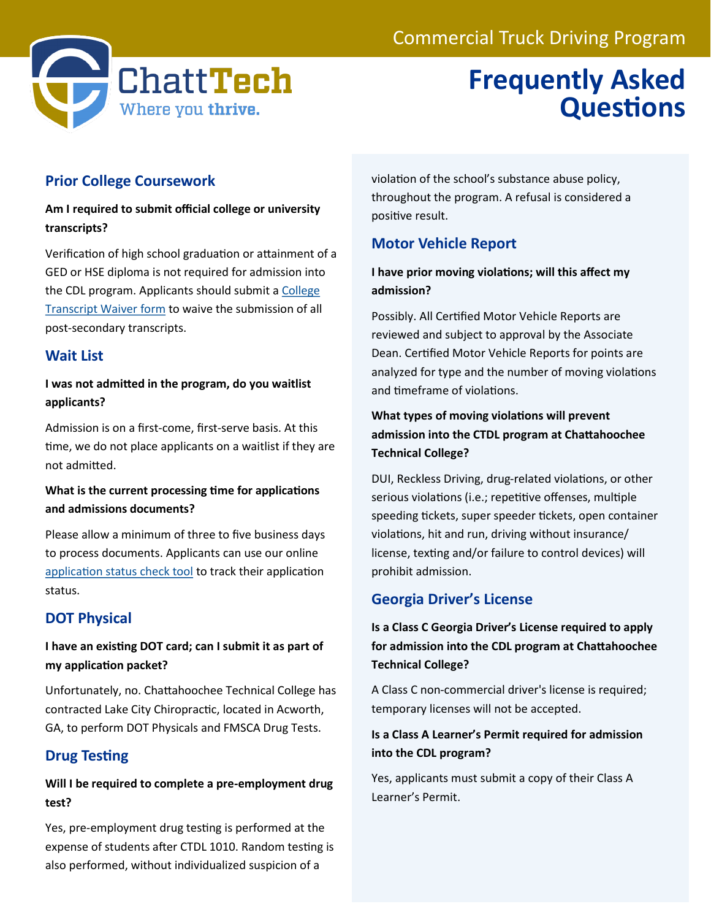# Commercial Truck Driving Program

ChattTech
Where you thrive.

# Frequently Asked Questions

## Prior College Coursework

**Am I required to submit official college or university transcripts?**

Verification of high school graduation or attainment of a GED or HSE diploma is not required for admission into the CDL program. Applicants should submit a College Transcript Waiver form to waive the submission of all post-secondary transcripts.

## Wait List

**I was not admitted in the program, do you waitlist applicants?**

Admission is on a first-come, first-serve basis. At this time, we do not place applicants on a waitlist if they are not admitted.

**What is the current processing time for applications and admissions documents?**

Please allow a minimum of three to five business days to process documents. Applicants can use our online application status check tool to track their application status.

## DOT Physical

**I have an existing DOT card; can I submit it as part of my application packet?**

Unfortunately, no. Chattahoochee Technical College has contracted Lake City Chiropractic, located in Acworth, GA, to perform DOT Physicals and FMSCA Drug Tests.

## Drug Testing

**Will I be required to complete a pre-employment drug test?**

Yes, pre-employment drug testing is performed at the expense of students after CTDL 1010. Random testing is also performed, without individualized suspicion of a violation of the school's substance abuse policy, throughout the program. A refusal is considered a positive result.

## Motor Vehicle Report

**I have prior moving violations; will this affect my admission?**

Possibly. All Certified Motor Vehicle Reports are reviewed and subject to approval by the Associate Dean. Certified Motor Vehicle Reports for points are analyzed for type and the number of moving violations and timeframe of violations.

**What types of moving violations will prevent admission into the CTDL program at Chattahoochee Technical College?**

DUI, Reckless Driving, drug-related violations, or other serious violations (i.e.; repetitive offenses, multiple speeding tickets, super speeder tickets, open container violations, hit and run, driving without insurance/ license, texting and/or failure to control devices) will prohibit admission.

## Georgia Driver's License

**Is a Class C Georgia Driver's License required to apply for admission into the CDL program at Chattahoochee Technical College?**

A Class C non-commercial driver's license is required; temporary licenses will not be accepted.

**Is a Class A Learner's Permit required for admission into the CDL program?**

Yes, applicants must submit a copy of their Class A Learner's Permit.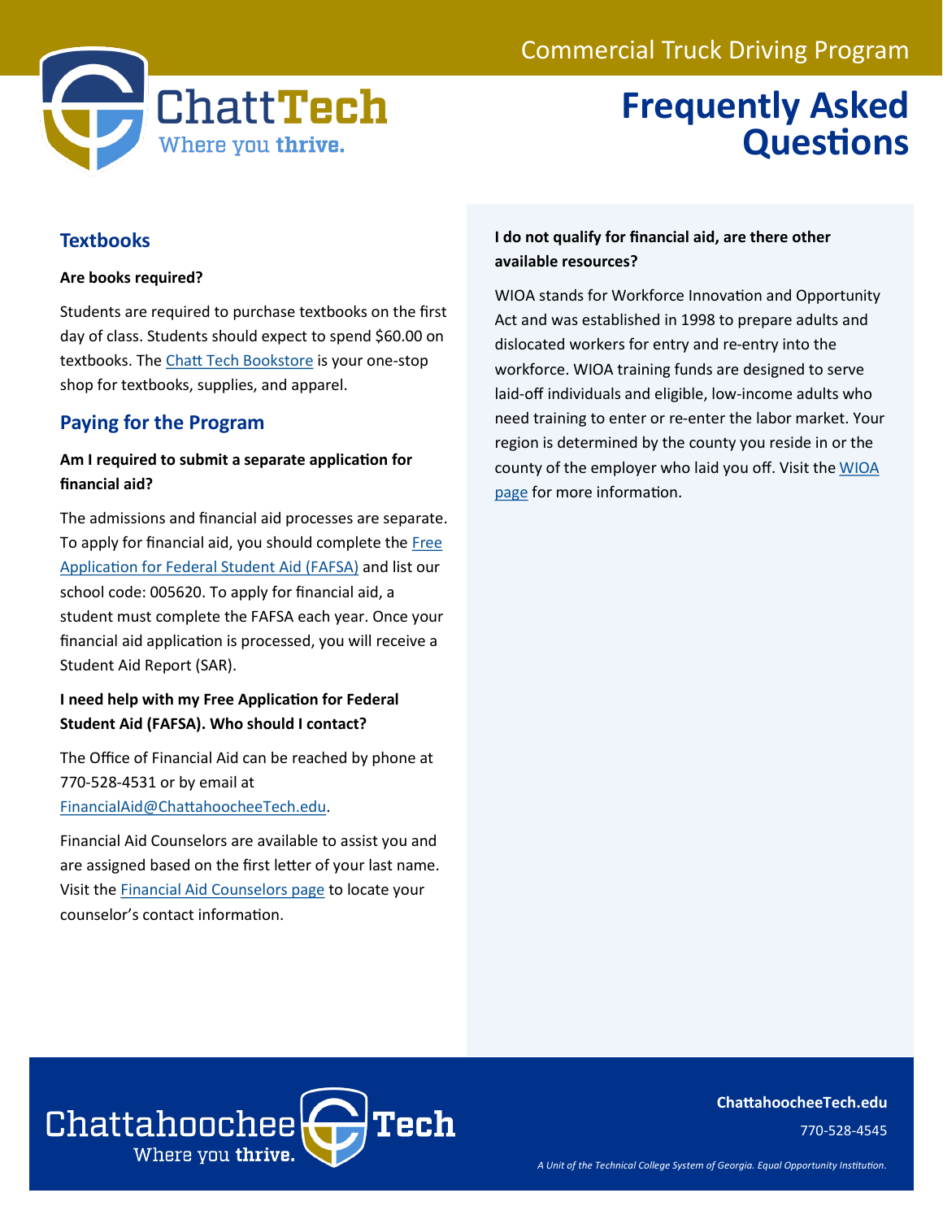## Textbooks

**Are books required?**

Students are required to purchase textbooks on the first day of class. Students should expect to spend $60.00 on textbooks. The Chatt Tech Bookstore is your one-stop shop for textbooks, supplies, and apparel.

## Paying for the Program

**Am I required to submit a separate application for financial aid?**

The admissions and financial aid processes are separate. To apply for financial aid, you should complete the Free Application for Federal Student Aid (FAFSA) and list our school code: 005620. To apply for financial aid, a student must complete the FAFSA each year. Once your financial aid application is processed, you will receive a Student Aid Report (SAR).

**I need help with my Free Application for Federal Student Aid (FAFSA). Who should I contact?**

The Office of Financial Aid can be reached by phone at 770-528-4531 or by email at FinancialAid@ChattahoocheeTech.edu.

Financial Aid Counselors are available to assist you and are assigned based on the first letter of your last name. Visit the Financial Aid Counselors page to locate your counselor's contact information.

**I do not qualify for financial aid, are there other available resources?**

WIOA stands for Workforce Innovation and Opportunity Act and was established in 1998 to prepare adults and dislocated workers for entry and re-entry into the workforce. WIOA training funds are designed to serve laid-off individuals and eligible, low-income adults who need training to enter or re-enter the labor market. Your region is determined by the county you reside in or the county of the employer who laid you off. Visit the WIOA page for more information.

**ChattahoocheeTech.edu**

770-528-4545

*A Unit of the Technical College System of Georgia. Equal Opportunity Institution.*